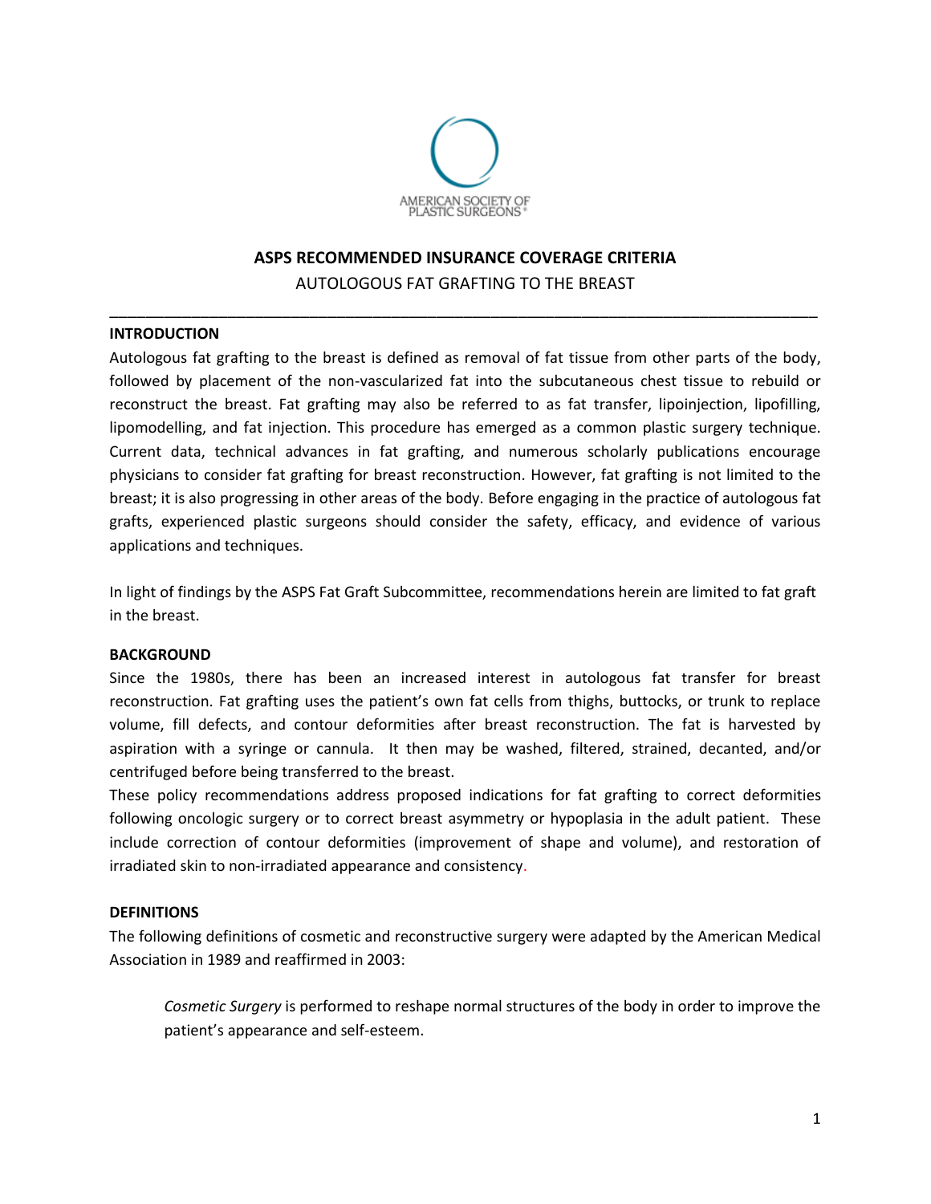AMERICAN SOCIETY OF PLASTIC SURGEONS®

# ASPS RECOMMENDED INSURANCE COVERAGE CRITERIA

AUTOLOGOUS FAT GRAFTING TO THE BREAST

---

## INTRODUCTION

Autologous fat grafting to the breast is defined as removal of fat tissue from other parts of the body, followed by placement of the non-vascularized fat into the subcutaneous chest tissue to rebuild or reconstruct the breast. Fat grafting may also be referred to as fat transfer, lipoinjection, lipofilling, lipomodelling, and fat injection. This procedure has emerged as a common plastic surgery technique. Current data, technical advances in fat grafting, and numerous scholarly publications encourage physicians to consider fat grafting for breast reconstruction. However, fat grafting is not limited to the breast; it is also progressing in other areas of the body. Before engaging in the practice of autologous fat grafts, experienced plastic surgeons should consider the safety, efficacy, and evidence of various applications and techniques.

In light of findings by the ASPS Fat Graft Subcommittee, recommendations herein are limited to fat graft in the breast.

## BACKGROUND

Since the 1980s, there has been an increased interest in autologous fat transfer for breast reconstruction. Fat grafting uses the patient's own fat cells from thighs, buttocks, or trunk to replace volume, fill defects, and contour deformities after breast reconstruction. The fat is harvested by aspiration with a syringe or cannula. It then may be washed, filtered, strained, decanted, and/or centrifuged before being transferred to the breast.

These policy recommendations address proposed indications for fat grafting to correct deformities following oncologic surgery or to correct breast asymmetry or hypoplasia in the adult patient. These include correction of contour deformities (improvement of shape and volume), and restoration of irradiated skin to non-irradiated appearance and consistency.

## DEFINITIONS

The following definitions of cosmetic and reconstructive surgery were adapted by the American Medical Association in 1989 and reaffirmed in 2003:

> *Cosmetic Surgery* is performed to reshape normal structures of the body in order to improve the patient's appearance and self-esteem.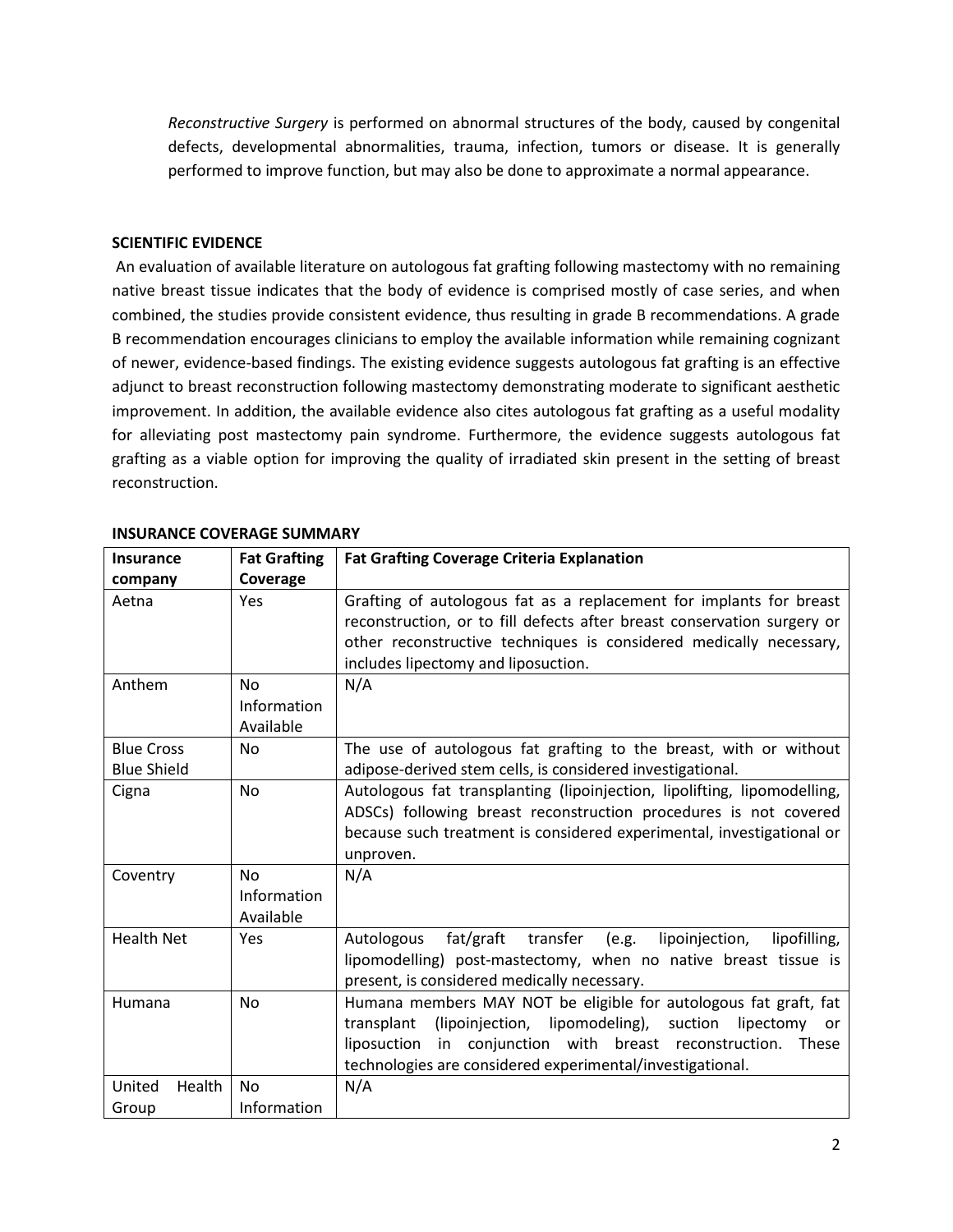*Reconstructive Surgery* is performed on abnormal structures of the body, caused by congenital defects, developmental abnormalities, trauma, infection, tumors or disease. It is generally performed to improve function, but may also be done to approximate a normal appearance.

**SCIENTIFIC EVIDENCE**

An evaluation of available literature on autologous fat grafting following mastectomy with no remaining native breast tissue indicates that the body of evidence is comprised mostly of case series, and when combined, the studies provide consistent evidence, thus resulting in grade B recommendations. A grade B recommendation encourages clinicians to employ the available information while remaining cognizant of newer, evidence-based findings. The existing evidence suggests autologous fat grafting is an effective adjunct to breast reconstruction following mastectomy demonstrating moderate to significant aesthetic improvement. In addition, the available evidence also cites autologous fat grafting as a useful modality for alleviating post mastectomy pain syndrome. Furthermore, the evidence suggests autologous fat grafting as a viable option for improving the quality of irradiated skin present in the setting of breast reconstruction.

**INSURANCE COVERAGE SUMMARY**

| Insurance company | Fat Grafting Coverage | Fat Grafting Coverage Criteria Explanation |
|---|---|---|
| Aetna | Yes | Grafting of autologous fat as a replacement for implants for breast reconstruction, or to fill defects after breast conservation surgery or other reconstructive techniques is considered medically necessary, includes lipectomy and liposuction. |
| Anthem | No Information Available | N/A |
| Blue Cross Blue Shield | No | The use of autologous fat grafting to the breast, with or without adipose-derived stem cells, is considered investigational. |
| Cigna | No | Autologous fat transplanting (lipoinjection, lipolifting, lipomodelling, ADSCs) following breast reconstruction procedures is not covered because such treatment is considered experimental, investigational or unproven. |
| Coventry | No Information Available | N/A |
| Health Net | Yes | Autologous fat/graft transfer (e.g. lipoinjection, lipofilling, lipomodelling) post-mastectomy, when no native breast tissue is present, is considered medically necessary. |
| Humana | No | Humana members MAY NOT be eligible for autologous fat graft, fat transplant (lipoinjection, lipomodeling), suction lipectomy or liposuction in conjunction with breast reconstruction. These technologies are considered experimental/investigational. |
| United Health Group | No Information | N/A |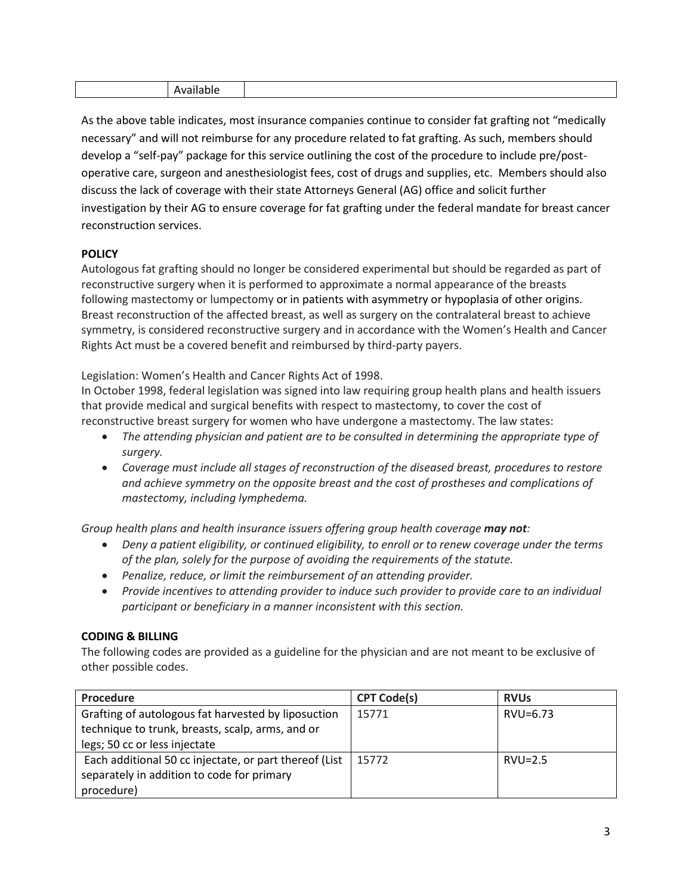| | Available | |
|---|---|---|

As the above table indicates, most insurance companies continue to consider fat grafting not "medically necessary" and will not reimburse for any procedure related to fat grafting. As such, members should develop a "self-pay" package for this service outlining the cost of the procedure to include pre/post-operative care, surgeon and anesthesiologist fees, cost of drugs and supplies, etc. Members should also discuss the lack of coverage with their state Attorneys General (AG) office and solicit further investigation by their AG to ensure coverage for fat grafting under the federal mandate for breast cancer reconstruction services.

**POLICY**

Autologous fat grafting should no longer be considered experimental but should be regarded as part of reconstructive surgery when it is performed to approximate a normal appearance of the breasts following mastectomy or lumpectomy or in patients with asymmetry or hypoplasia of other origins. Breast reconstruction of the affected breast, as well as surgery on the contralateral breast to achieve symmetry, is considered reconstructive surgery and in accordance with the Women's Health and Cancer Rights Act must be a covered benefit and reimbursed by third-party payers.

Legislation: Women's Health and Cancer Rights Act of 1998.

In October 1998, federal legislation was signed into law requiring group health plans and health issuers that provide medical and surgical benefits with respect to mastectomy, to cover the cost of reconstructive breast surgery for women who have undergone a mastectomy. The law states:

- *The attending physician and patient are to be consulted in determining the appropriate type of surgery.*
- *Coverage must include all stages of reconstruction of the diseased breast, procedures to restore and achieve symmetry on the opposite breast and the cost of prostheses and complications of mastectomy, including lymphedema.*

*Group health plans and health insurance issuers offering group health coverage* ***may not****:*

- *Deny a patient eligibility, or continued eligibility, to enroll or to renew coverage under the terms of the plan, solely for the purpose of avoiding the requirements of the statute.*
- *Penalize, reduce, or limit the reimbursement of an attending provider.*
- *Provide incentives to attending provider to induce such provider to provide care to an individual participant or beneficiary in a manner inconsistent with this section.*

**CODING & BILLING**

The following codes are provided as a guideline for the physician and are not meant to be exclusive of other possible codes.

| Procedure | CPT Code(s) | RVUs |
|---|---|---|
| Grafting of autologous fat harvested by liposuction technique to trunk, breasts, scalp, arms, and or legs; 50 cc or less injectate | 15771 | RVU=6.73 |
| Each additional 50 cc injectate, or part thereof (List separately in addition to code for primary procedure) | 15772 | RVU=2.5 |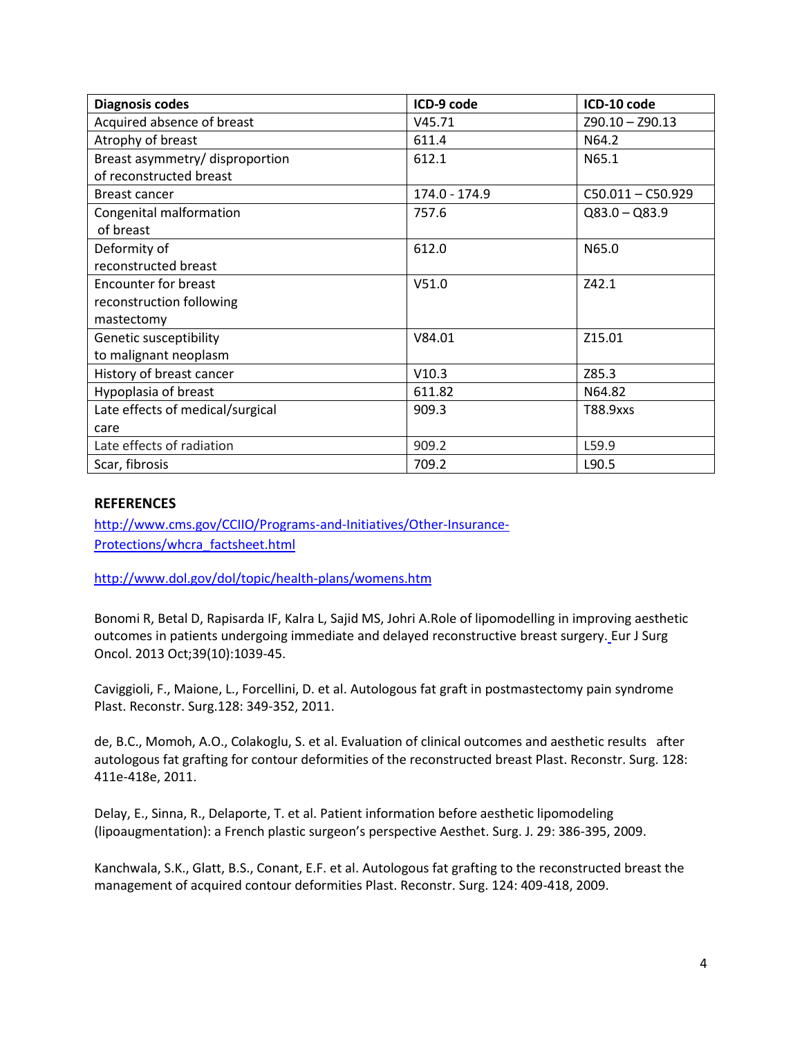| Diagnosis codes | ICD-9 code | ICD-10 code |
|---|---|---|
| Acquired absence of breast | V45.71 | Z90.10 – Z90.13 |
| Atrophy of breast | 611.4 | N64.2 |
| Breast asymmetry/ disproportion of reconstructed breast | 612.1 | N65.1 |
| Breast cancer | 174.0 - 174.9 | C50.011 – C50.929 |
| Congenital malformation of breast | 757.6 | Q83.0 – Q83.9 |
| Deformity of reconstructed breast | 612.0 | N65.0 |
| Encounter for breast reconstruction following mastectomy | V51.0 | Z42.1 |
| Genetic susceptibility to malignant neoplasm | V84.01 | Z15.01 |
| History of breast cancer | V10.3 | Z85.3 |
| Hypoplasia of breast | 611.82 | N64.82 |
| Late effects of medical/surgical care | 909.3 | T88.9xxs |
| Late effects of radiation | 909.2 | L59.9 |
| Scar, fibrosis | 709.2 | L90.5 |

### REFERENCES

http://www.cms.gov/CCIIO/Programs-and-Initiatives/Other-Insurance-Protections/whcra_factsheet.html

http://www.dol.gov/dol/topic/health-plans/womens.htm

Bonomi R, Betal D, Rapisarda IF, Kalra L, Sajid MS, Johri A.Role of lipomodelling in improving aesthetic outcomes in patients undergoing immediate and delayed reconstructive breast surgery. Eur J Surg Oncol. 2013 Oct;39(10):1039-45.

Caviggioli, F., Maione, L., Forcellini, D. et al. Autologous fat graft in postmastectomy pain syndrome Plast. Reconstr. Surg.128: 349-352, 2011.

de, B.C., Momoh, A.O., Colakoglu, S. et al. Evaluation of clinical outcomes and aesthetic results after autologous fat grafting for contour deformities of the reconstructed breast Plast. Reconstr. Surg. 128: 411e-418e, 2011.

Delay, E., Sinna, R., Delaporte, T. et al. Patient information before aesthetic lipomodeling (lipoaugmentation): a French plastic surgeon's perspective Aesthet. Surg. J. 29: 386-395, 2009.

Kanchwala, S.K., Glatt, B.S., Conant, E.F. et al. Autologous fat grafting to the reconstructed breast the management of acquired contour deformities Plast. Reconstr. Surg. 124: 409-418, 2009.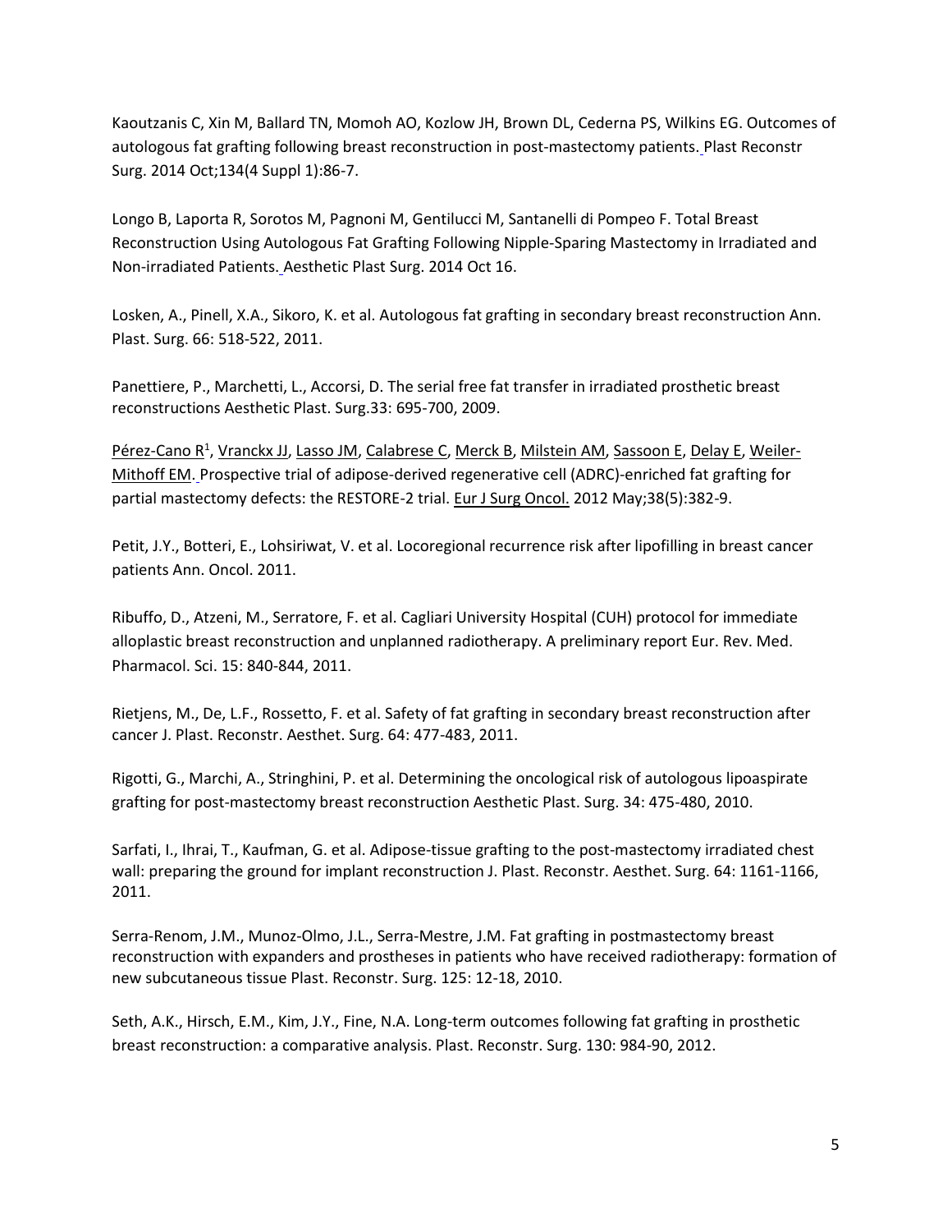Kaoutzanis C, Xin M, Ballard TN, Momoh AO, Kozlow JH, Brown DL, Cederna PS, Wilkins EG. Outcomes of autologous fat grafting following breast reconstruction in post-mastectomy patients. Plast Reconstr Surg. 2014 Oct;134(4 Suppl 1):86-7.

Longo B, Laporta R, Sorotos M, Pagnoni M, Gentilucci M, Santanelli di Pompeo F. Total Breast Reconstruction Using Autologous Fat Grafting Following Nipple-Sparing Mastectomy in Irradiated and Non-irradiated Patients. Aesthetic Plast Surg. 2014 Oct 16.

Losken, A., Pinell, X.A., Sikoro, K. et al. Autologous fat grafting in secondary breast reconstruction Ann. Plast. Surg. 66: 518-522, 2011.

Panettiere, P., Marchetti, L., Accorsi, D. The serial free fat transfer in irradiated prosthetic breast reconstructions Aesthetic Plast. Surg.33: 695-700, 2009.

Pérez-Cano R[1], Vranckx JJ, Lasso JM, Calabrese C, Merck B, Milstein AM, Sassoon E, Delay E, Weiler-Mithoff EM. Prospective trial of adipose-derived regenerative cell (ADRC)-enriched fat grafting for partial mastectomy defects: the RESTORE-2 trial. Eur J Surg Oncol. 2012 May;38(5):382-9.

Petit, J.Y., Botteri, E., Lohsiriwat, V. et al. Locoregional recurrence risk after lipofilling in breast cancer patients Ann. Oncol. 2011.

Ribuffo, D., Atzeni, M., Serratore, F. et al. Cagliari University Hospital (CUH) protocol for immediate alloplastic breast reconstruction and unplanned radiotherapy. A preliminary report Eur. Rev. Med. Pharmacol. Sci. 15: 840-844, 2011.

Rietjens, M., De, L.F., Rossetto, F. et al. Safety of fat grafting in secondary breast reconstruction after cancer J. Plast. Reconstr. Aesthet. Surg. 64: 477-483, 2011.

Rigotti, G., Marchi, A., Stringhini, P. et al. Determining the oncological risk of autologous lipoaspirate grafting for post-mastectomy breast reconstruction Aesthetic Plast. Surg. 34: 475-480, 2010.

Sarfati, I., Ihrai, T., Kaufman, G. et al. Adipose-tissue grafting to the post-mastectomy irradiated chest wall: preparing the ground for implant reconstruction J. Plast. Reconstr. Aesthet. Surg. 64: 1161-1166, 2011.

Serra-Renom, J.M., Munoz-Olmo, J.L., Serra-Mestre, J.M. Fat grafting in postmastectomy breast reconstruction with expanders and prostheses in patients who have received radiotherapy: formation of new subcutaneous tissue Plast. Reconstr. Surg. 125: 12-18, 2010.

Seth, A.K., Hirsch, E.M., Kim, J.Y., Fine, N.A. Long-term outcomes following fat grafting in prosthetic breast reconstruction: a comparative analysis. Plast. Reconstr. Surg. 130: 984-90, 2012.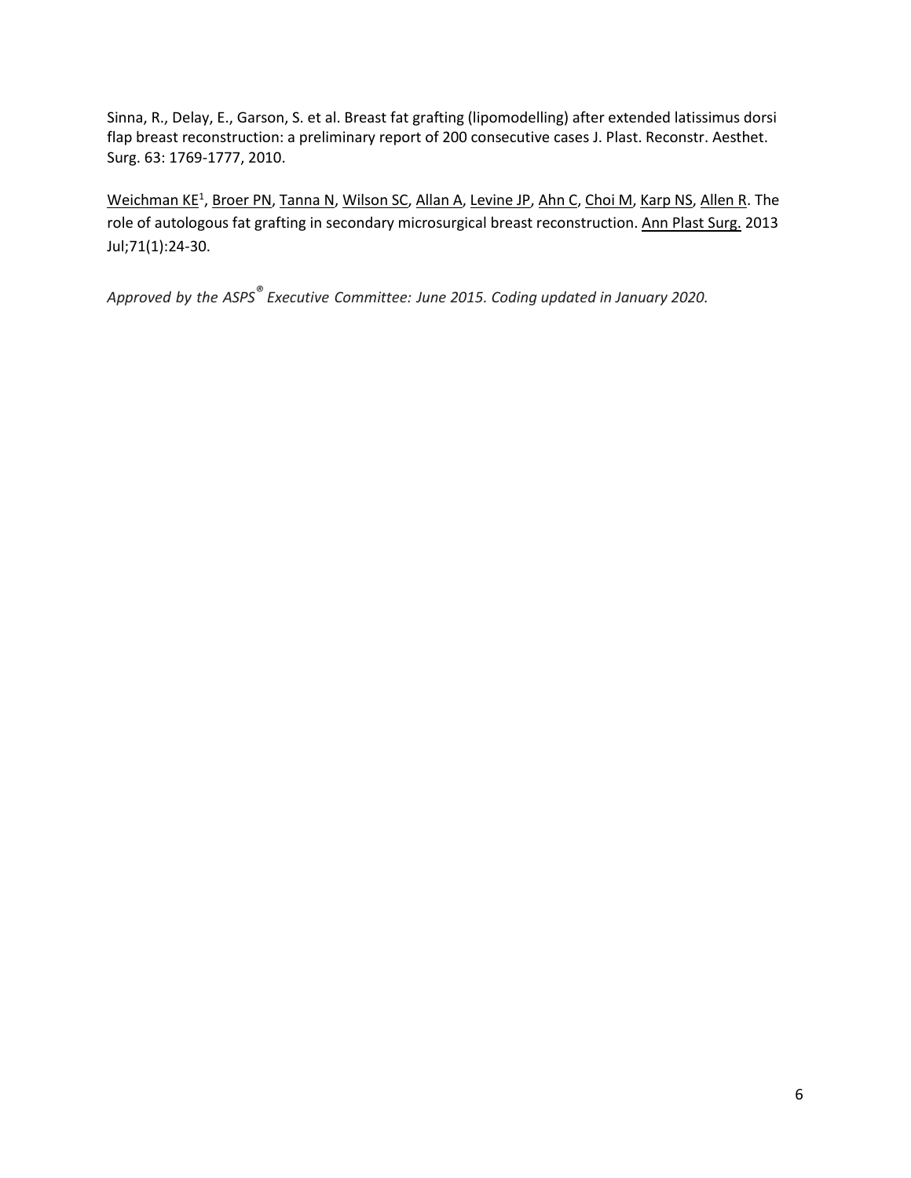Sinna, R., Delay, E., Garson, S. et al. Breast fat grafting (lipomodelling) after extended latissimus dorsi flap breast reconstruction: a preliminary report of 200 consecutive cases J. Plast. Reconstr. Aesthet. Surg. 63: 1769-1777, 2010.

Weichman KE[1], Broer PN, Tanna N, Wilson SC, Allan A, Levine JP, Ahn C, Choi M, Karp NS, Allen R. The role of autologous fat grafting in secondary microsurgical breast reconstruction. Ann Plast Surg. 2013 Jul;71(1):24-30.

*Approved by the ASPS® Executive Committee: June 2015. Coding updated in January 2020.*